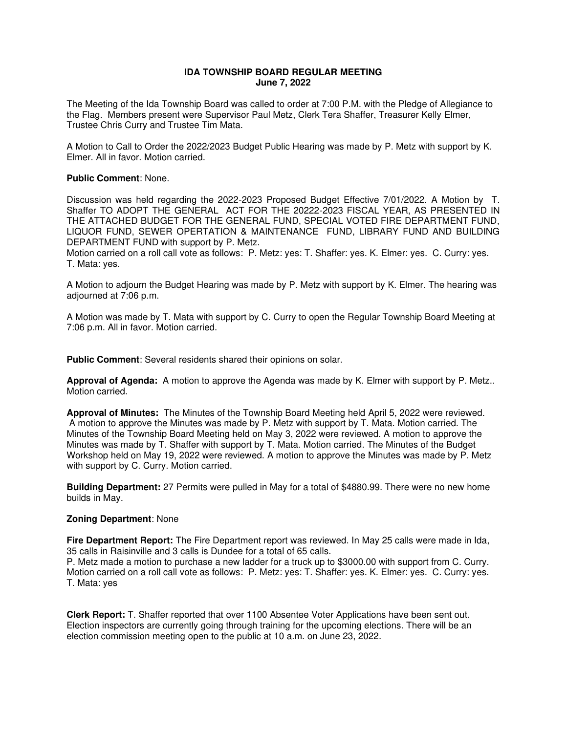**IDA TOWNSHIP BOARD REGULAR MEETING**
**June 7, 2022**

The Meeting of the Ida Township Board was called to order at 7:00 P.M. with the Pledge of Allegiance to the Flag. Members present were Supervisor Paul Metz, Clerk Tera Shaffer, Treasurer Kelly Elmer, Trustee Chris Curry and Trustee Tim Mata.

A Motion to Call to Order the 2022/2023 Budget Public Hearing was made by P. Metz with support by K. Elmer. All in favor. Motion carried.

**Public Comment**: None.

Discussion was held regarding the 2022-2023 Proposed Budget Effective 7/01/2022. A Motion by T. Shaffer TO ADOPT THE GENERAL ACT FOR THE 20222-2023 FISCAL YEAR, AS PRESENTED IN THE ATTACHED BUDGET FOR THE GENERAL FUND, SPECIAL VOTED FIRE DEPARTMENT FUND, LIQUOR FUND, SEWER OPERTATION & MAINTENANCE FUND, LIBRARY FUND AND BUILDING DEPARTMENT FUND with support by P. Metz.
Motion carried on a roll call vote as follows: P. Metz: yes: T. Shaffer: yes. K. Elmer: yes. C. Curry: yes. T. Mata: yes.

A Motion to adjourn the Budget Hearing was made by P. Metz with support by K. Elmer. The hearing was adjourned at 7:06 p.m.

A Motion was made by T. Mata with support by C. Curry to open the Regular Township Board Meeting at 7:06 p.m. All in favor. Motion carried.

**Public Comment**: Several residents shared their opinions on solar.

**Approval of Agenda:** A motion to approve the Agenda was made by K. Elmer with support by P. Metz.. Motion carried.

**Approval of Minutes:** The Minutes of the Township Board Meeting held April 5, 2022 were reviewed. A motion to approve the Minutes was made by P. Metz with support by T. Mata. Motion carried. The Minutes of the Township Board Meeting held on May 3, 2022 were reviewed. A motion to approve the Minutes was made by T. Shaffer with support by T. Mata. Motion carried. The Minutes of the Budget Workshop held on May 19, 2022 were reviewed. A motion to approve the Minutes was made by P. Metz with support by C. Curry. Motion carried.

**Building Department:** 27 Permits were pulled in May for a total of $4880.99. There were no new home builds in May.

**Zoning Department**: None

**Fire Department Report:** The Fire Department report was reviewed. In May 25 calls were made in Ida, 35 calls in Raisinville and 3 calls is Dundee for a total of 65 calls.
P. Metz made a motion to purchase a new ladder for a truck up to $3000.00 with support from C. Curry. Motion carried on a roll call vote as follows: P. Metz: yes: T. Shaffer: yes. K. Elmer: yes. C. Curry: yes. T. Mata: yes

**Clerk Report:** T. Shaffer reported that over 1100 Absentee Voter Applications have been sent out. Election inspectors are currently going through training for the upcoming elections. There will be an election commission meeting open to the public at 10 a.m. on June 23, 2022.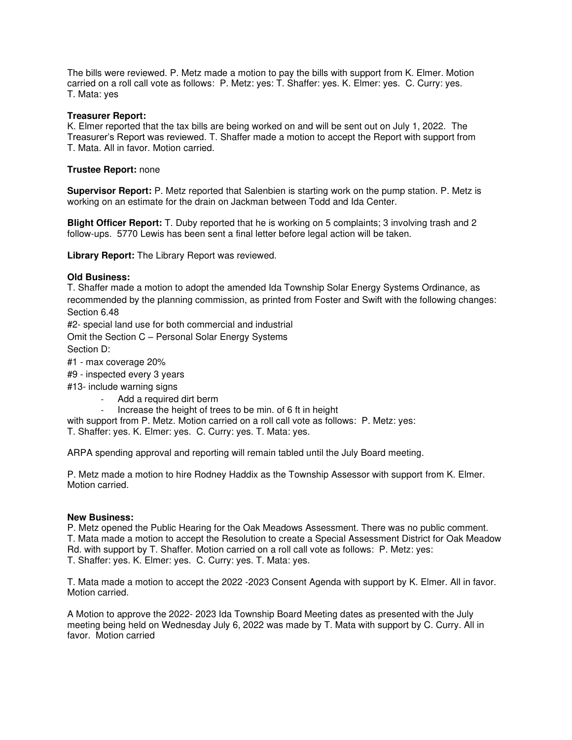The bills were reviewed. P. Metz made a motion to pay the bills with support from K. Elmer. Motion carried on a roll call vote as follows: P. Metz: yes: T. Shaffer: yes. K. Elmer: yes. C. Curry: yes. T. Mata: yes

**Treasurer Report:**
K. Elmer reported that the tax bills are being worked on and will be sent out on July 1, 2022. The Treasurer's Report was reviewed. T. Shaffer made a motion to accept the Report with support from T. Mata. All in favor. Motion carried.

**Trustee Report:** none

**Supervisor Report:** P. Metz reported that Salenbien is starting work on the pump station. P. Metz is working on an estimate for the drain on Jackman between Todd and Ida Center.

**Blight Officer Report:** T. Duby reported that he is working on 5 complaints; 3 involving trash and 2 follow-ups. 5770 Lewis has been sent a final letter before legal action will be taken.

**Library Report:** The Library Report was reviewed.

**Old Business:**
T. Shaffer made a motion to adopt the amended Ida Township Solar Energy Systems Ordinance, as recommended by the planning commission, as printed from Foster and Swift with the following changes:
Section 6.48
#2- special land use for both commercial and industrial
Omit the Section C – Personal Solar Energy Systems
Section D:
#1 - max coverage 20%
#9 - inspected every 3 years
#13- include warning signs

- Add a required dirt berm
- Increase the height of trees to be min. of 6 ft in height

with support from P. Metz. Motion carried on a roll call vote as follows: P. Metz: yes: T. Shaffer: yes. K. Elmer: yes. C. Curry: yes. T. Mata: yes.

ARPA spending approval and reporting will remain tabled until the July Board meeting.

P. Metz made a motion to hire Rodney Haddix as the Township Assessor with support from K. Elmer. Motion carried.

**New Business:**
P. Metz opened the Public Hearing for the Oak Meadows Assessment. There was no public comment. T. Mata made a motion to accept the Resolution to create a Special Assessment District for Oak Meadow Rd. with support by T. Shaffer. Motion carried on a roll call vote as follows: P. Metz: yes: T. Shaffer: yes. K. Elmer: yes. C. Curry: yes. T. Mata: yes.

T. Mata made a motion to accept the 2022 -2023 Consent Agenda with support by K. Elmer. All in favor. Motion carried.

A Motion to approve the 2022- 2023 Ida Township Board Meeting dates as presented with the July meeting being held on Wednesday July 6, 2022 was made by T. Mata with support by C. Curry. All in favor. Motion carried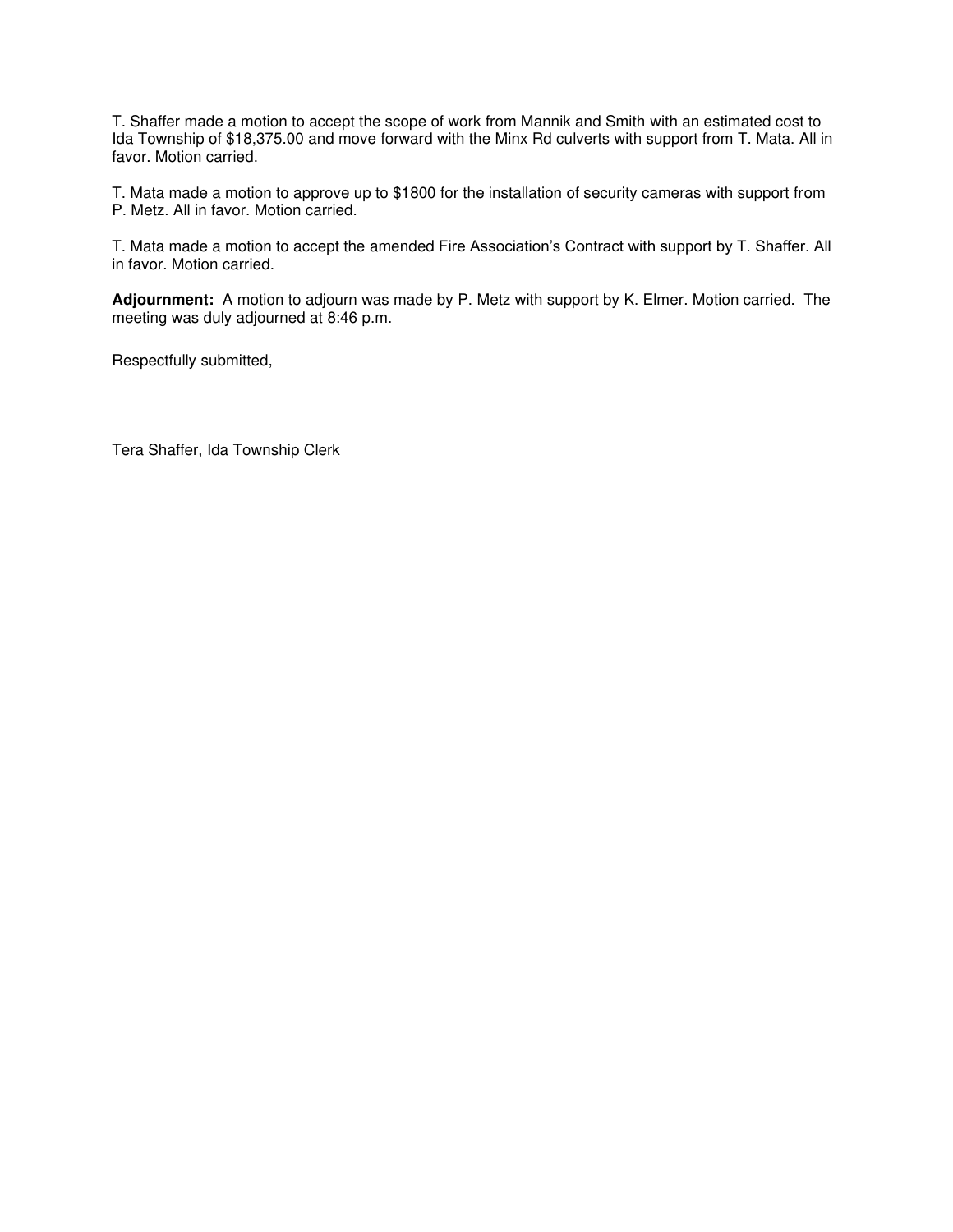T. Shaffer made a motion to accept the scope of work from Mannik and Smith with an estimated cost to Ida Township of $18,375.00 and move forward with the Minx Rd culverts with support from T. Mata. All in favor. Motion carried.

T. Mata made a motion to approve up to $1800 for the installation of security cameras with support from P. Metz. All in favor. Motion carried.

T. Mata made a motion to accept the amended Fire Association's Contract with support by T. Shaffer. All in favor. Motion carried.

**Adjournment:** A motion to adjourn was made by P. Metz with support by K. Elmer. Motion carried. The meeting was duly adjourned at 8:46 p.m.

Respectfully submitted,

Tera Shaffer, Ida Township Clerk